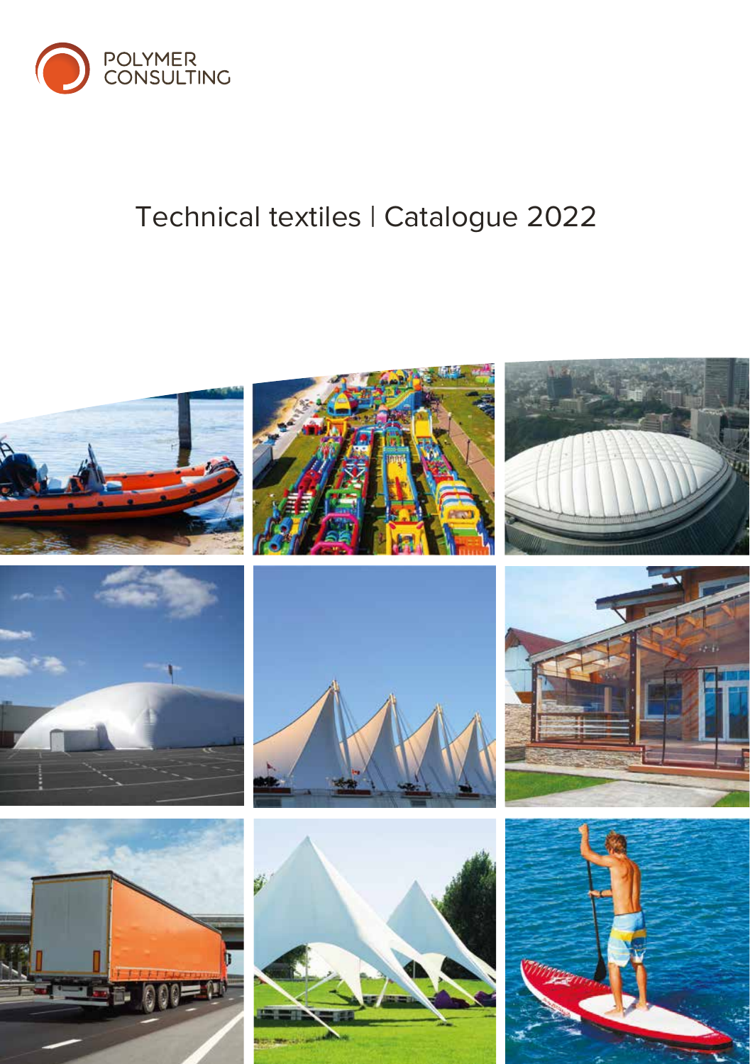POLYMER CONSULTING

# Technical textiles | Catalogue 2022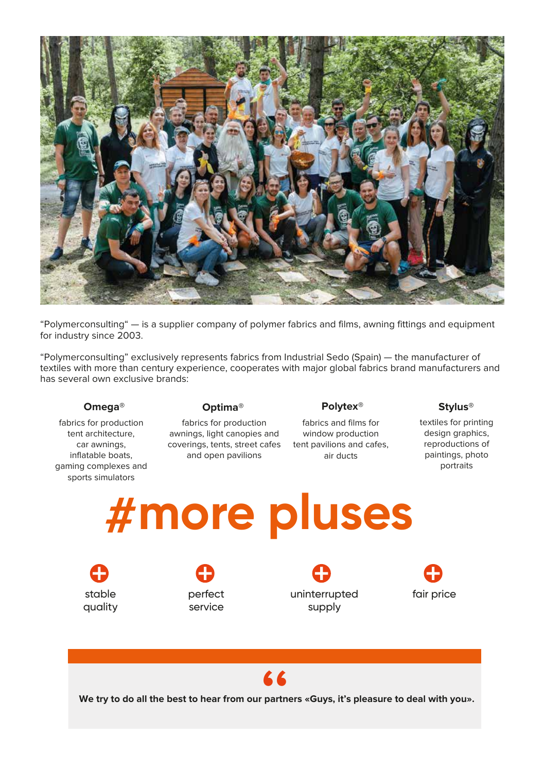"Polymerconsulting" — is a supplier company of polymer fabrics and films, awning fittings and equipment for industry since 2003.

"Polymerconsulting" exclusively represents fabrics from Industrial Sedo (Spain) — the manufacturer of textiles with more than century experience, cooperates with major global fabrics brand manufacturers and has several own exclusive brands:

**Omega®**

fabrics for production tent architecture, car awnings, inflatable boats, gaming complexes and sports simulators

**Optima®**

fabrics for production awnings, light canopies and coverings, tents, street cafes and open pavilions

**Polytex®**

fabrics and films for window production tent pavilions and cafes, air ducts

**Stylus®**

textiles for printing design graphics, reproductions of paintings, photo portraits

# #more pluses

- stable quality
- perfect service
- uninterrupted supply
- fair price

> **We try to do all the best to hear from our partners «Guys, it's pleasure to deal with you».**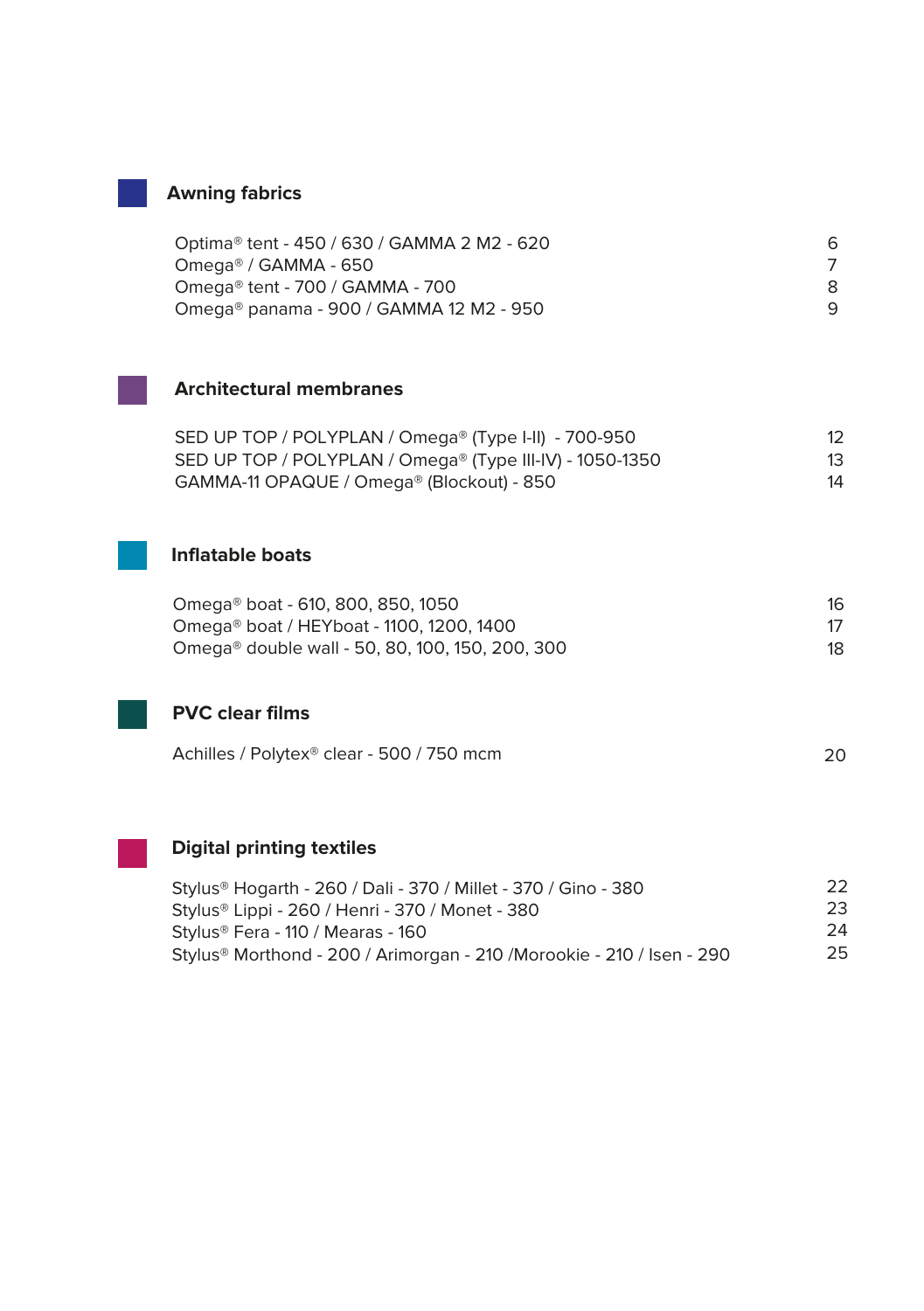## Awning fabrics

| | |
|---|---|
| Optima® tent - 450 / 630 / GAMMA 2 M2 - 620 | 6 |
| Omega® / GAMMA - 650 | 7 |
| Omega® tent - 700 / GAMMA - 700 | 8 |
| Omega® panama - 900 / GAMMA 12 M2 - 950 | 9 |

## Architectural membranes

| | |
|---|---|
| SED UP TOP / POLYPLAN / Omega® (Type I-II) - 700-950 | 12 |
| SED UP TOP / POLYPLAN / Omega® (Type III-IV) - 1050-1350 | 13 |
| GAMMA-11 OPAQUE / Omega® (Blockout) - 850 | 14 |

## Inflatable boats

| | |
|---|---|
| Omega® boat - 610, 800, 850, 1050 | 16 |
| Omega® boat / HEYboat - 1100, 1200, 1400 | 17 |
| Omega® double wall - 50, 80, 100, 150, 200, 300 | 18 |

## PVC clear films

| | |
|---|---|
| Achilles / Polytex® clear - 500 / 750 mcm | 20 |

## Digital printing textiles

| | |
|---|---|
| Stylus® Hogarth - 260 / Dali - 370 / Millet - 370 / Gino - 380 | 22 |
| Stylus® Lippi - 260 / Henri - 370 / Monet - 380 | 23 |
| Stylus® Fera - 110 / Mearas - 160 | 24 |
| Stylus® Morthond - 200 / Arimorgan - 210 /Morookie - 210 / Isen - 290 | 25 |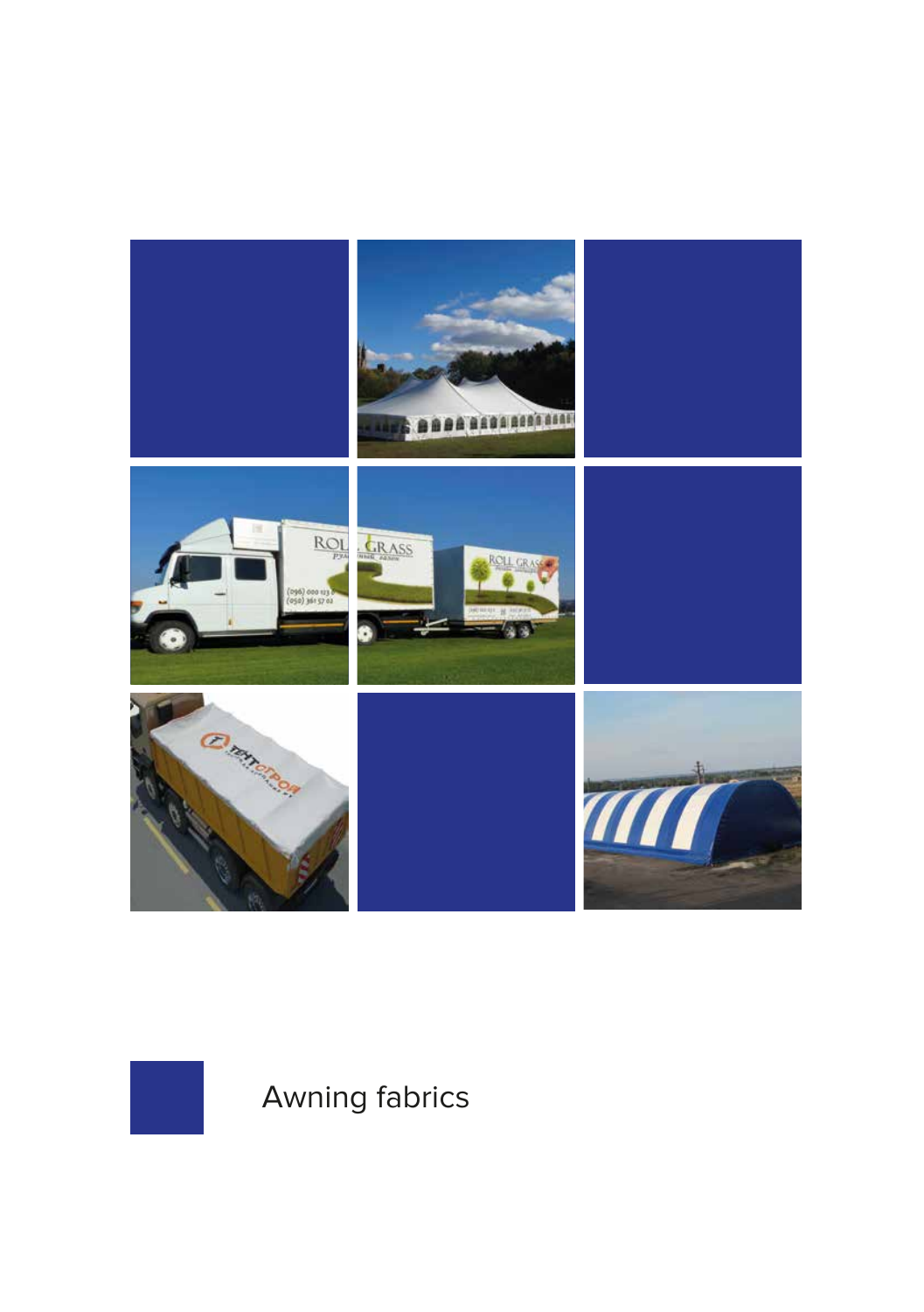# Awning fabrics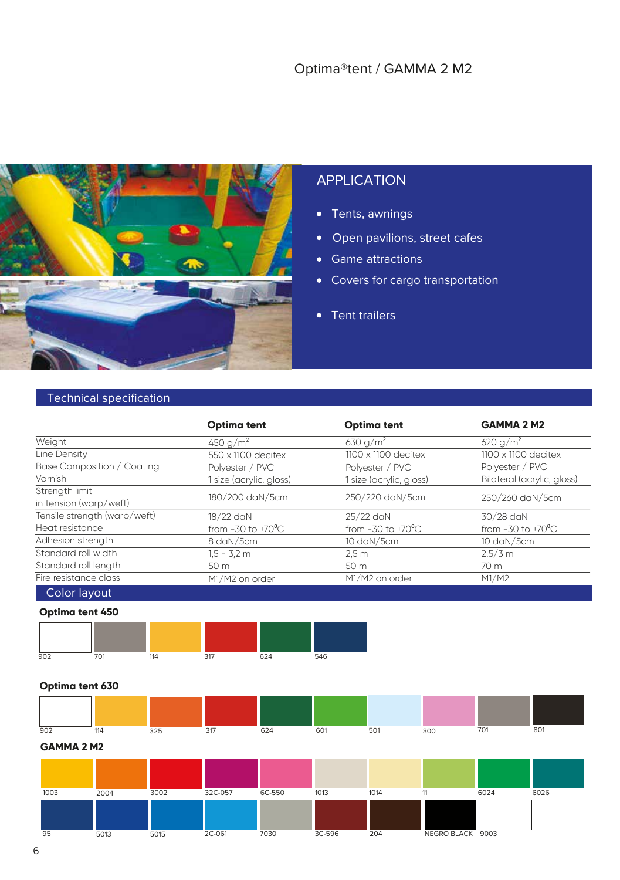# Optima®tent / GAMMA 2 M2

## APPLICATION

- Tents, awnings
- Open pavilions, street cafes
- Game attractions
- Covers for cargo transportation
- Tent trailers

## Technical specification

| | Optima tent | Optima tent | GAMMA 2 M2 |
|---|---|---|---|
| Weight | 450 g/m² | 630 g/m² | 620 g/m² |
| Line Density | 550 x 1100 decitex | 1100 x 1100 decitex | 1100 x 1100 decitex |
| Base Composition / Coating | Polyester / PVC | Polyester / PVC | Polyester / PVC |
| Varnish | 1 size (acrylic, gloss) | 1 size (acrylic, gloss) | Bilateral (acrylic, gloss) |
| Strength limit in tension (warp/weft) | 180/200 daN/5cm | 250/220 daN/5cm | 250/260 daN/5cm |
| Tensile strength (warp/weft) | 18/22 daN | 25/22 daN | 30/28 daN |
| Heat resistance | from -30 to +70°C | from -30 to +70°C | from -30 to +70°C |
| Adhesion strength | 8 daN/5cm | 10 daN/5cm | 10 daN/5cm |
| Standard roll width | 1,5 - 3,2 m | 2,5 m | 2,5/3 m |
| Standard roll length | 50 m | 50 m | 70 m |
| Fire resistance class | M1/M2 on order | M1/M2 on order | M1/M2 |

## Color layout

**Optima tent 450**

902, 701, 114, 317, 624, 546

**Optima tent 630**

902, 114, 325, 317, 624, 601, 501, 300, 701, 801

**GAMMA 2 M2**

1003, 2004, 3002, 32C-057, 6C-550, 1013, 1014, 11, 6024, 6026

95, 5013, 5015, 2C-061, 7030, 3C-596, 204, NEGRO BLACK, 9003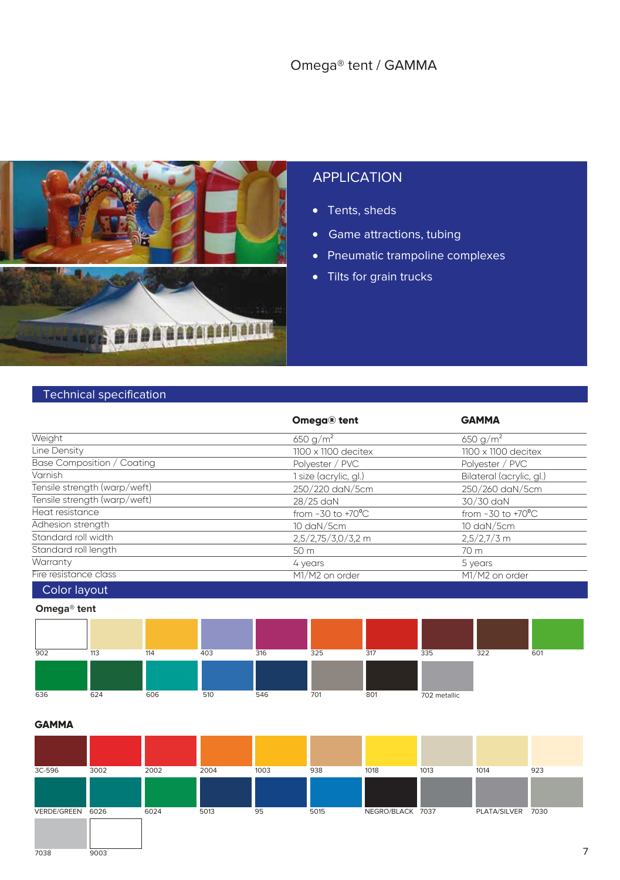# Omega® tent / GAMMA

## APPLICATION

- Tents, sheds
- Game attractions, tubing
- Pneumatic trampoline complexes
- Tilts for grain trucks

## Technical specification

| | Omega® tent | GAMMA |
|---|---|---|
| Weight | 650 g/m² | 650 g/m² |
| Line Density | 1100 x 1100 decitex | 1100 x 1100 decitex |
| Base Composition / Coating | Polyester / PVC | Polyester / PVC |
| Varnish | 1 size (acrylic, gl.) | Bilateral (acrylic, gl.) |
| Tensile strength (warp/weft) | 250/220 daN/5cm | 250/260 daN/5cm |
| Tensile strength (warp/weft) | 28/25 daN | 30/30 daN |
| Heat resistance | from -30 to +70°C | from -30 to +70°C |
| Adhesion strength | 10 daN/5cm | 10 daN/5cm |
| Standard roll width | 2,5/2,75/3,0/3,2 m | 2,5/2,7/3 m |
| Standard roll length | 50 m | 70 m |
| Warranty | 4 years | 5 years |
| Fire resistance class | M1/M2 on order | M1/M2 on order |

## Color layout

### Omega® tent

902, 113, 114, 403, 316, 325, 317, 335, 322, 601

636, 624, 606, 510, 546, 701, 801, 702 metallic

### GAMMA

3C-596, 3002, 2002, 2004, 1003, 938, 1018, 1013, 1014, 923

VERDE/GREEN, 6026, 6024, 5013, 95, 5015, NEGRO/BLACK, 7037, PLATA/SILVER, 7030

7038, 9003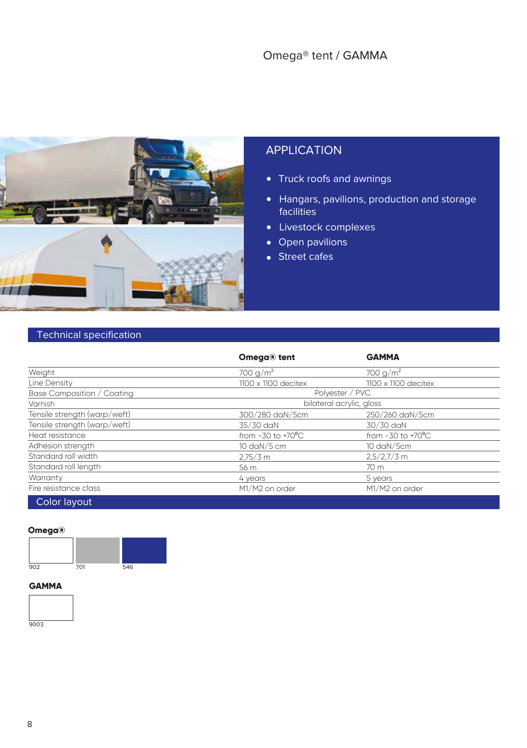# Omega® tent / GAMMA

## APPLICATION

- Truck roofs and awnings
- Hangars, pavilions, production and storage facilities
- Livestock complexes
- Open pavilions
- Street cafes

## Technical specification

| | Omega® tent | GAMMA |
|---|---|---|
| Weight | 700 g/m² | 700 g/m² |
| Line Density | 1100 x 1100 decitex | 1100 x 1100 decitex |
| Base Composition / Coating | Polyester / PVC | |
| Varnish | bilateral acrylic, gloss | |
| Tensile strength (warp/weft) | 300/280 daN/5cm | 250/260 daN/5cm |
| Tensile strength (warp/weft) | 35/30 daN | 30/30 daN |
| Heat resistance | from -30 to +70°C | from -30 to +70°C |
| Adhesion strength | 10 daN/5 cm | 10 daN/5cm |
| Standard roll width | 2,75/3 m | 2,5/2,7/3 m |
| Standard roll length | 56 m | 70 m |
| Warranty | 4 years | 5 years |
| Fire resistance class | M1/M2 on order | M1/M2 on order |

## Color layout

**Omega®**

902 701 546

**GAMMA**

9003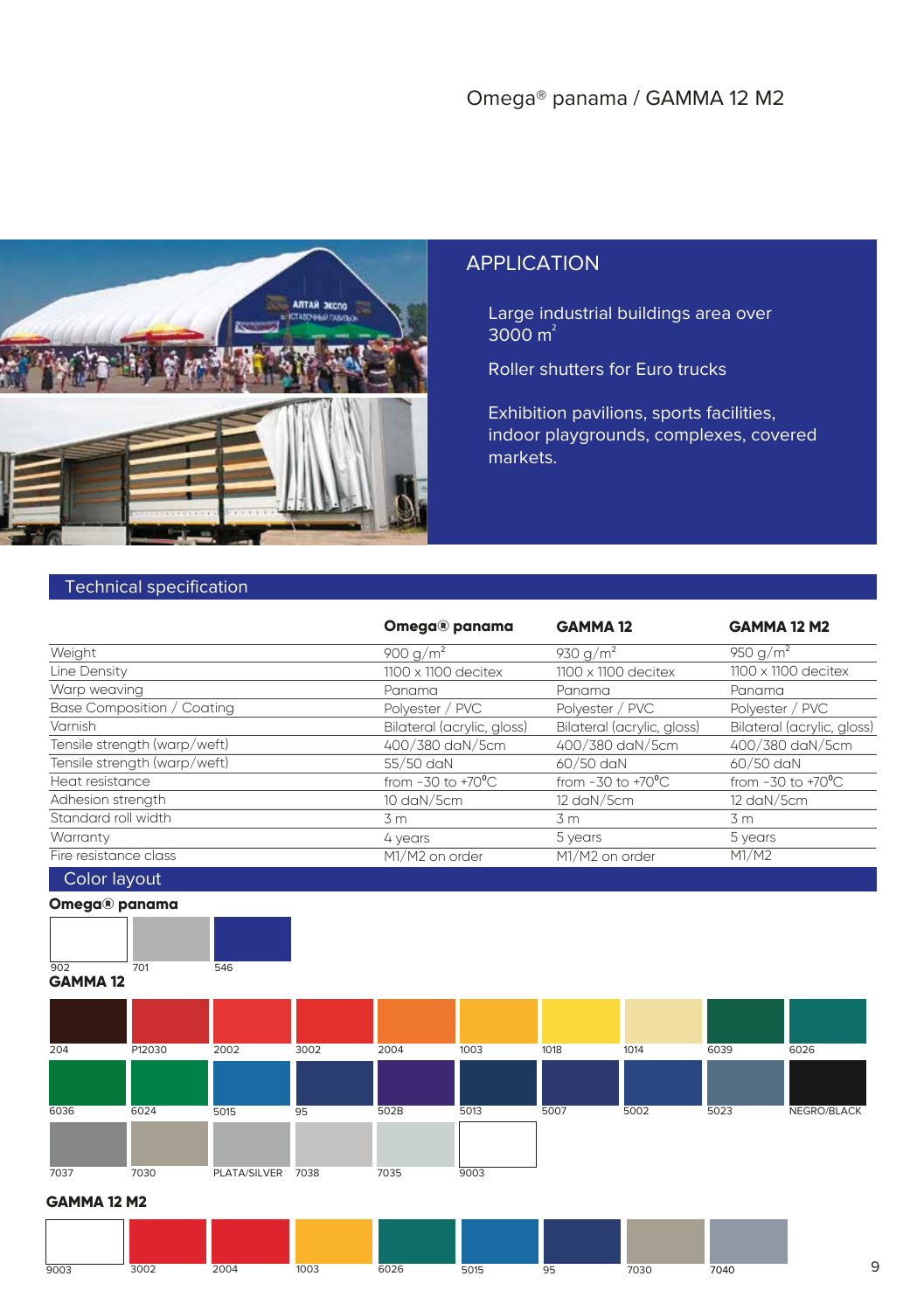# Omega® panama / GAMMA 12 M2

## APPLICATION

Large industrial buildings area over 3000 m$^2$

Roller shutters for Euro trucks

Exhibition pavilions, sports facilities, indoor playgrounds, complexes, covered markets.

## Technical specification

| | Omega® panama | GAMMA 12 | GAMMA 12 M2 |
|---|---|---|---|
| Weight | 900 g/m$^2$ | 930 g/m$^2$ | 950 g/m$^2$ |
| Line Density | 1100 x 1100 decitex | 1100 x 1100 decitex | 1100 x 1100 decitex |
| Warp weaving | Panama | Panama | Panama |
| Base Composition / Coating | Polyester / PVC | Polyester / PVC | Polyester / PVC |
| Varnish | Bilateral (acrylic, gloss) | Bilateral (acrylic, gloss) | Bilateral (acrylic, gloss) |
| Tensile strength (warp/weft) | 400/380 daN/5cm | 400/380 daN/5cm | 400/380 daN/5cm |
| Tensile strength (warp/weft) | 55/50 daN | 60/50 daN | 60/50 daN |
| Heat resistance | from -30 to +70°C | from -30 to +70°C | from -30 to +70°C |
| Adhesion strength | 10 daN/5cm | 12 daN/5cm | 12 daN/5cm |
| Standard roll width | 3 m | 3 m | 3 m |
| Warranty | 4 years | 5 years | 5 years |
| Fire resistance class | M1/M2 on order | M1/M2 on order | M1/M2 |

## Color layout

**Omega® panama**

902, 701, 546

**GAMMA 12**

204, P12030, 2002, 3002, 2004, 1003, 1018, 1014, 6039, 6026

6036, 6024, 5015, 95, 5028, 5013, 5007, 5002, 5023, NEGRO/BLACK

7037, 7030, PLATA/SILVER, 7038, 7035, 9003

**GAMMA 12 M2**

9003, 3002, 2004, 1003, 6026, 5015, 95, 7030, 7040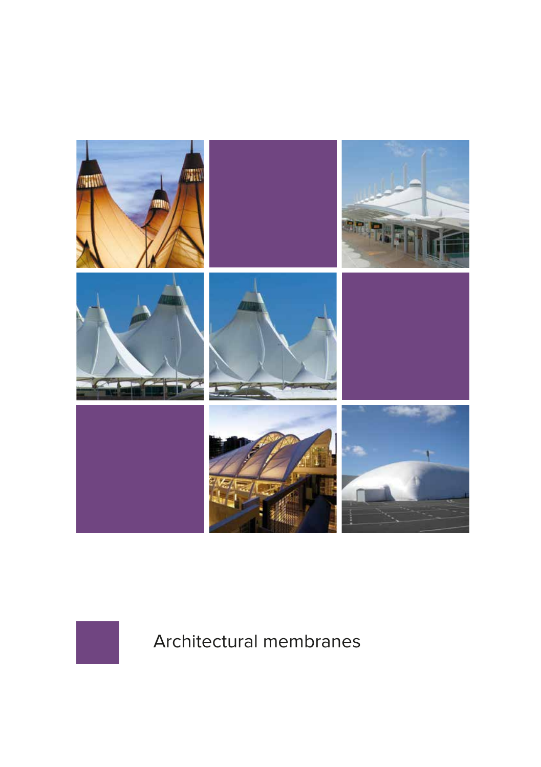# Architectural membranes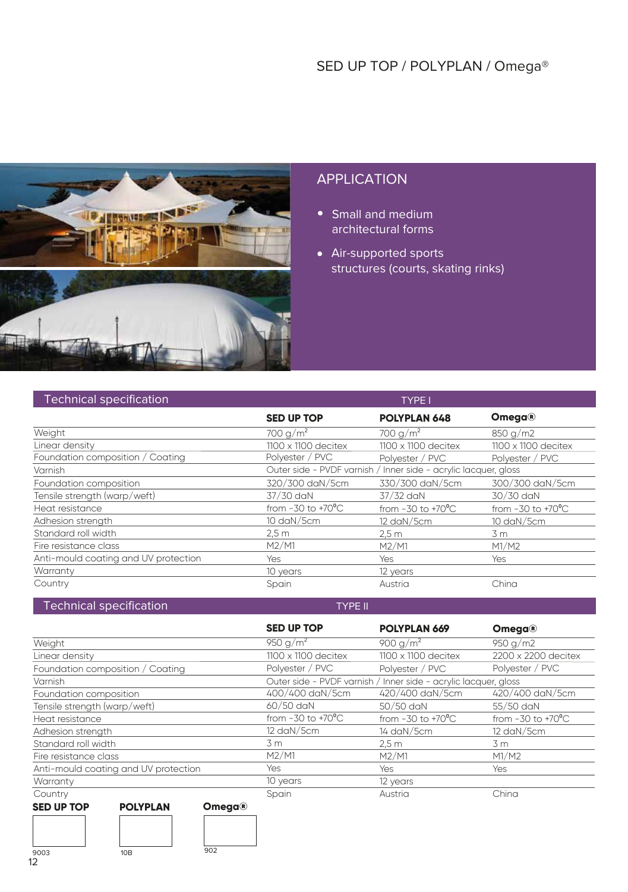# SED UP TOP / POLYPLAN / Omega®

## APPLICATION

- Small and medium architectural forms
- Air-supported sports structures (courts, skating rinks)

## Technical specification — TYPE I

| | SED UP TOP | POLYPLAN 648 | Omega® |
|---|---|---|---|
| Weight | 700 g/m² | 700 g/m² | 850 g/m2 |
| Linear density | 1100 x 1100 decitex | 1100 x 1100 decitex | 1100 x 1100 decitex |
| Foundation composition / Coating | Polyester / PVC | Polyester / PVC | Polyester / PVC |
| Varnish | Outer side - PVDF varnish / Inner side - acrylic lacquer, gloss | | |
| Foundation composition | 320/300 daN/5cm | 330/300 daN/5cm | 300/300 daN/5cm |
| Tensile strength (warp/weft) | 37/30 daN | 37/32 daN | 30/30 daN |
| Heat resistance | from -30 to +70°C | from -30 to +70°C | from -30 to +70°C |
| Adhesion strength | 10 daN/5cm | 12 daN/5cm | 10 daN/5cm |
| Standard roll width | 2,5 m | 2,5 m | 3 m |
| Fire resistance class | M2/M1 | M2/M1 | M1/M2 |
| Anti-mould coating and UV protection | Yes | Yes | Yes |
| Warranty | 10 years | 12 years | |
| Country | Spain | Austria | China |

## Technical specification — TYPE II

| | SED UP TOP | POLYPLAN 669 | Omega® |
|---|---|---|---|
| Weight | 950 g/m² | 900 g/m² | 950 g/m2 |
| Linear density | 1100 x 1100 decitex | 1100 x 1100 decitex | 2200 x 2200 decitex |
| Foundation composition / Coating | Polyester / PVC | Polyester / PVC | Polyester / PVC |
| Varnish | Outer side - PVDF varnish / Inner side - acrylic lacquer, gloss | | |
| Foundation composition | 400/400 daN/5cm | 420/400 daN/5cm | 420/400 daN/5cm |
| Tensile strength (warp/weft) | 60/50 daN | 50/50 daN | 55/50 daN |
| Heat resistance | from -30 to +70°C | from -30 to +70°C | from -30 to +70°C |
| Adhesion strength | 12 daN/5cm | 14 daN/5cm | 12 daN/5cm |
| Standard roll width | 3 m | 2,5 m | 3 m |
| Fire resistance class | M2/M1 | M2/M1 | M1/M2 |
| Anti-mould coating and UV protection | Yes | Yes | Yes |
| Warranty | 10 years | 12 years | |
| Country | Spain | Austria | China |

| SED UP TOP | POLYPLAN | Omega® |
|---|---|---|
| 9003 | 10B | 902 |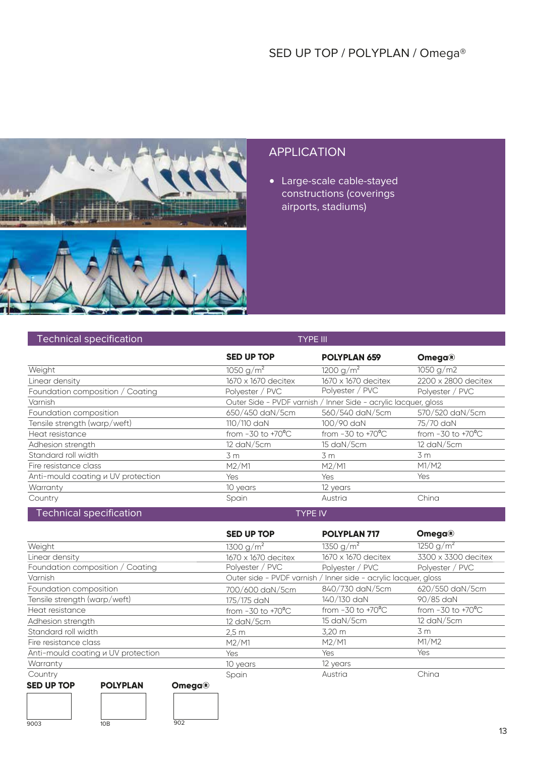# SED UP TOP / POLYPLAN / Omega®

## APPLICATION

- Large-scale cable-stayed constructions (coverings airports, stadiums)

## Technical specification — TYPE III

| | SED UP TOP | POLYPLAN 659 | Omega® |
|---|---|---|---|
| Weight | 1050 g/m² | 1200 g/m² | 1050 g/m2 |
| Linear density | 1670 x 1670 decitex | 1670 x 1670 decitex | 2200 x 2800 decitex |
| Foundation composition / Coating | Polyester / PVC | Polyester / PVC | Polyester / PVC |
| Varnish | Outer Side - PVDF varnish / Inner Side - acrylic lacquer, gloss | | |
| Foundation composition | 650/450 daN/5cm | 560/540 daN/5cm | 570/520 daN/5cm |
| Tensile strength (warp/weft) | 110/110 daN | 100/90 daN | 75/70 daN |
| Heat resistance | from -30 to +70°C | from -30 to +70°C | from -30 to +70°C |
| Adhesion strength | 12 daN/5cm | 15 daN/5cm | 12 daN/5cm |
| Standard roll width | 3 m | 3 m | 3 m |
| Fire resistance class | M2/M1 | M2/M1 | M1/M2 |
| Anti-mould coating и UV protection | Yes | Yes | Yes |
| Warranty | 10 years | 12 years | |
| Country | Spain | Austria | China |

## Technical specification — TYPE IV

| | SED UP TOP | POLYPLAN 717 | Omega® |
|---|---|---|---|
| Weight | 1300 g/m² | 1350 g/m² | 1250 g/m² |
| Linear density | 1670 x 1670 decitex | 1670 x 1670 decitex | 3300 x 3300 decitex |
| Foundation composition / Coating | Polyester / PVC | Polyester / PVC | Polyester / PVC |
| Varnish | Outer side - PVDF varnish / Inner side - acrylic lacquer, gloss | | |
| Foundation composition | 700/600 daN/5cm | 840/730 daN/5cm | 620/550 daN/5cm |
| Tensile strength (warp/weft) | 175/175 daN | 140/130 daN | 90/85 daN |
| Heat resistance | from -30 to +70°C | from -30 to +70°C | from -30 to +70°C |
| Adhesion strength | 12 daN/5cm | 15 daN/5cm | 12 daN/5cm |
| Standard roll width | 2,5 m | 3,20 m | 3 m |
| Fire resistance class | M2/M1 | M2/M1 | M1/M2 |
| Anti-mould coating и UV protection | Yes | Yes | Yes |
| Warranty | 10 years | 12 years | |
| Country | Spain | Austria | China |

| SED UP TOP | POLYPLAN | Omega® |
|---|---|---|
| 9003 | 10B | 902 |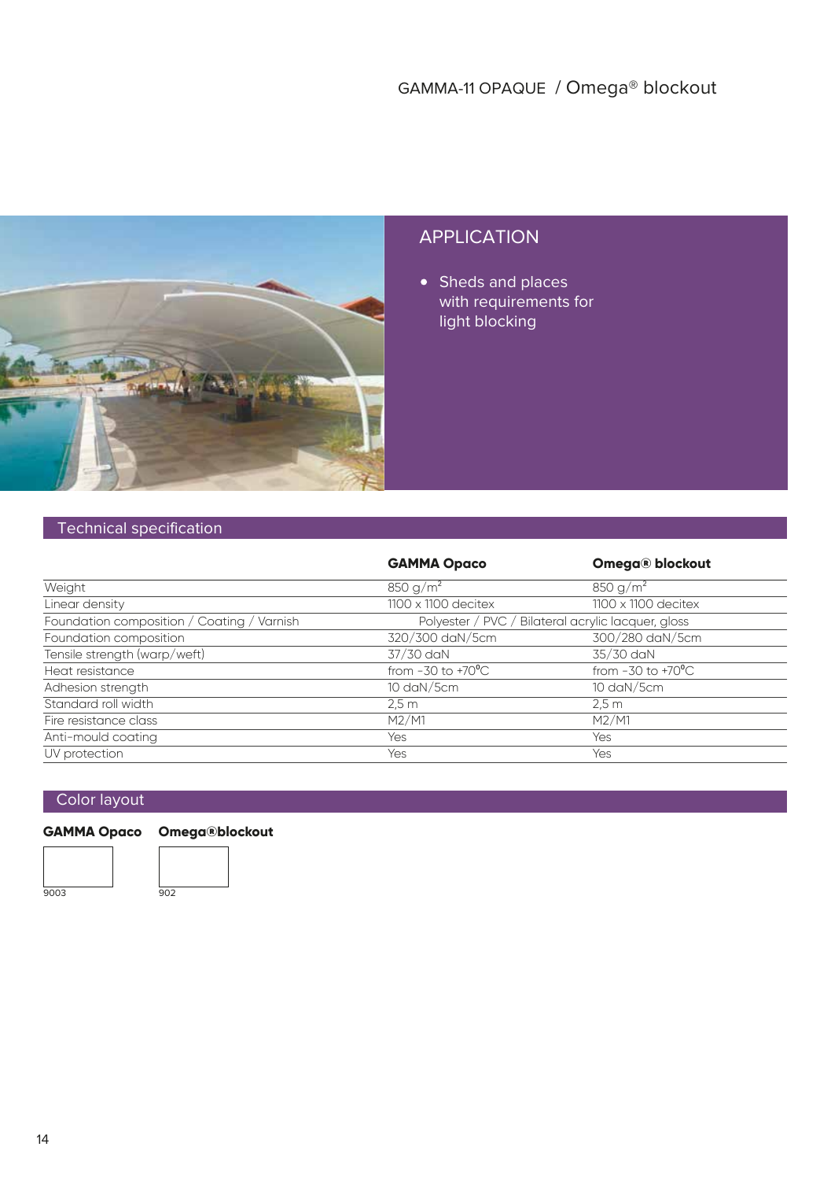# GAMMA-11 OPAQUE / Omega® blockout

## APPLICATION

- Sheds and places with requirements for light blocking

## Technical specification

| | GAMMA Opaco | Omega® blockout |
|---|---|---|
| Weight | 850 g/m$^2$ | 850 g/m$^2$ |
| Linear density | 1100 x 1100 decitex | 1100 x 1100 decitex |
| Foundation composition / Coating / Varnish | Polyester / PVC / Bilateral acrylic lacquer, gloss | |
| Foundation composition | 320/300 daN/5cm | 300/280 daN/5cm |
| Tensile strength (warp/weft) | 37/30 daN | 35/30 daN |
| Heat resistance | from -30 to +70°C | from -30 to +70°C |
| Adhesion strength | 10 daN/5cm | 10 daN/5cm |
| Standard roll width | 2,5 m | 2,5 m |
| Fire resistance class | M2/M1 | M2/M1 |
| Anti-mould coating | Yes | Yes |
| UV protection | Yes | Yes |

## Color layout

**GAMMA Opaco**

9003

**Omega®blockout**

902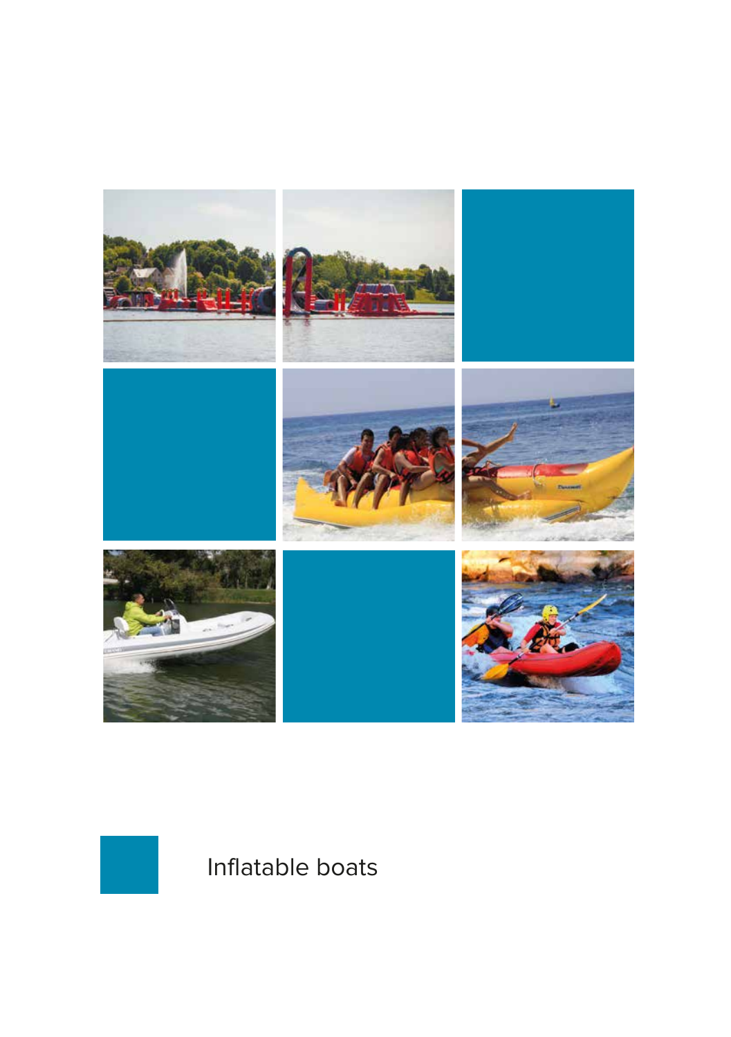# Inflatable boats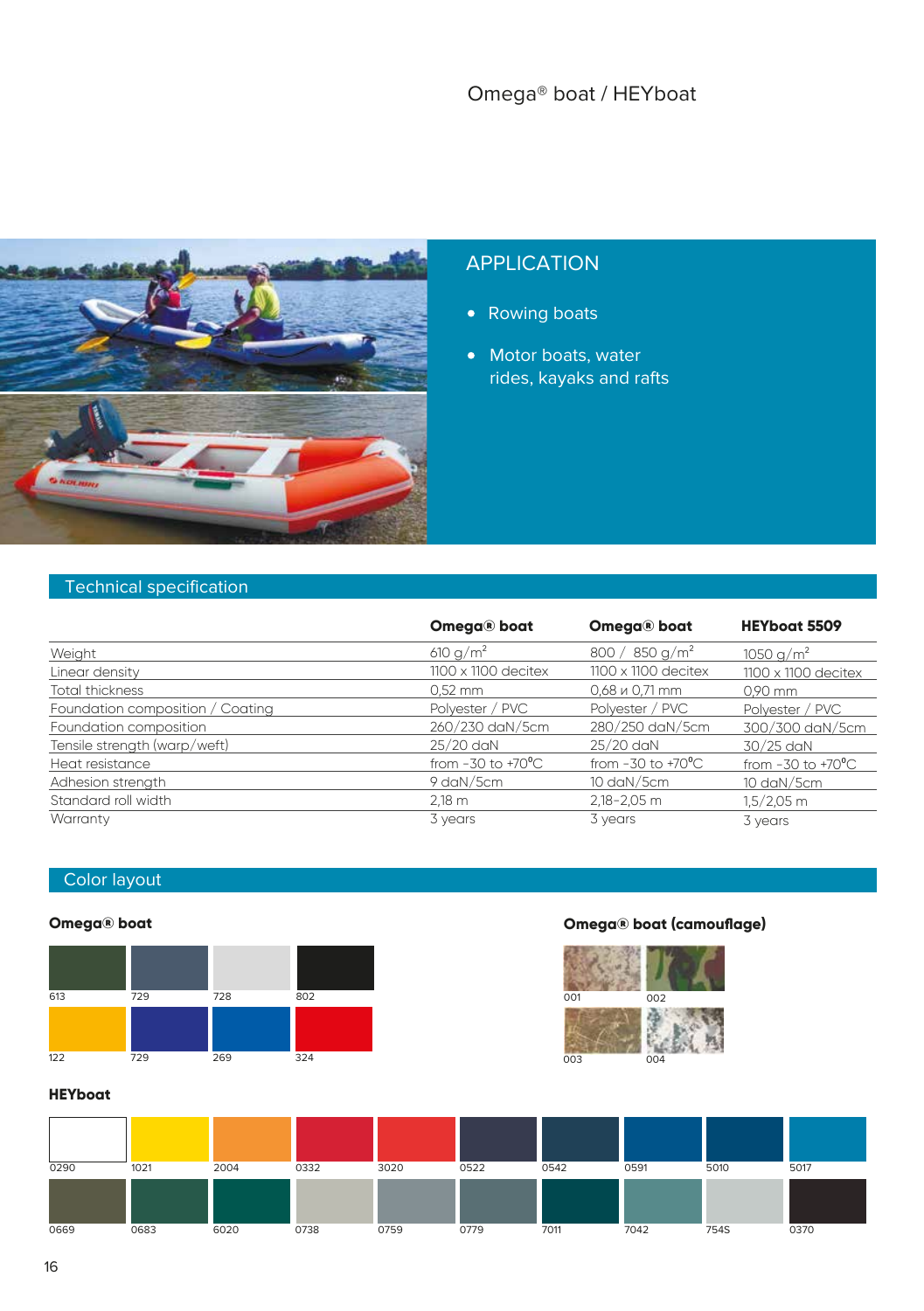# Omega® boat / HEYboat

## APPLICATION

- Rowing boats
- Motor boats, water rides, kayaks and rafts

## Technical specification

| | Omega® boat | Omega® boat | HEYboat 5509 |
|---|---|---|---|
| Weight | 610 g/m² | 800 / 850 g/m² | 1050 g/m² |
| Linear density | 1100 x 1100 decitex | 1100 x 1100 decitex | 1100 x 1100 decitex |
| Total thickness | 0,52 mm | 0,68 и 0,71 mm | 0,90 mm |
| Foundation composition / Coating | Polyester / PVC | Polyester / PVC | Polyester / PVC |
| Foundation composition | 260/230 daN/5cm | 280/250 daN/5cm | 300/300 daN/5cm |
| Tensile strength (warp/weft) | 25/20 daN | 25/20 daN | 30/25 daN |
| Heat resistance | from -30 to +70°C | from -30 to +70°C | from -30 to +70°C |
| Adhesion strength | 9 daN/5cm | 10 daN/5cm | 10 daN/5cm |
| Standard roll width | 2,18 m | 2,18-2,05 m | 1,5/2,05 m |
| Warranty | 3 years | 3 years | 3 years |

## Color layout

**Omega® boat**

613, 729, 728, 802

122, 729, 269, 324

**Omega® boat (camouflage)**

001, 002

003, 004

**HEYboat**

0290, 1021, 2004, 0332, 3020, 0522, 0542, 0591, 5010, 5017

0669, 0683, 6020, 0738, 0759, 0779, 7011, 7042, 754S, 0370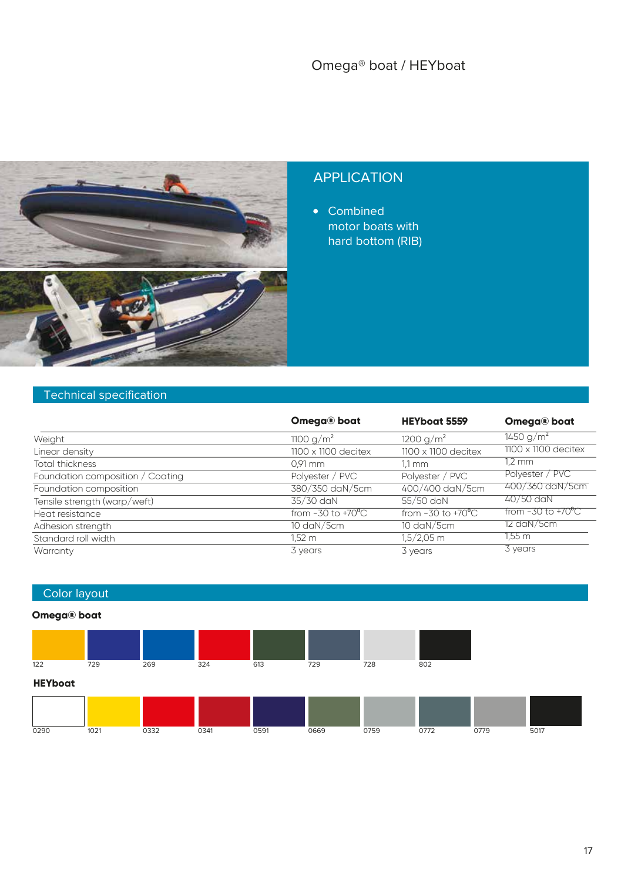# Omega® boat / HEYboat

## APPLICATION

- Combined motor boats with hard bottom (RIB)

## Technical specification

| | Omega® boat | HEYboat 5559 | Omega® boat |
|---|---|---|---|
| Weight | 1100 g/m² | 1200 g/m² | 1450 g/m² |
| Linear density | 1100 x 1100 decitex | 1100 x 1100 decitex | 1100 x 1100 decitex |
| Total thickness | 0,91 mm | 1,1 mm | 1,2 mm |
| Foundation composition / Coating | Polyester / PVC | Polyester / PVC | Polyester / PVC |
| Foundation composition | 380/350 daN/5cm | 400/400 daN/5cm | 400/360 daN/5cm |
| Tensile strength (warp/weft) | 35/30 daN | 55/50 daN | 40/50 daN |
| Heat resistance | from -30 to +70°C | from -30 to +70°C | from -30 to +70°C |
| Adhesion strength | 10 daN/5cm | 10 daN/5cm | 12 daN/5cm |
| Standard roll width | 1,52 m | 1,5/2,05 m | 1,55 m |
| Warranty | 3 years | 3 years | 3 years |

## Color layout

**Omega® boat**

122, 729, 269, 324, 613, 729, 728, 802

**HEYboat**

0290, 1021, 0332, 0341, 0591, 0669, 0759, 0772, 0779, 5017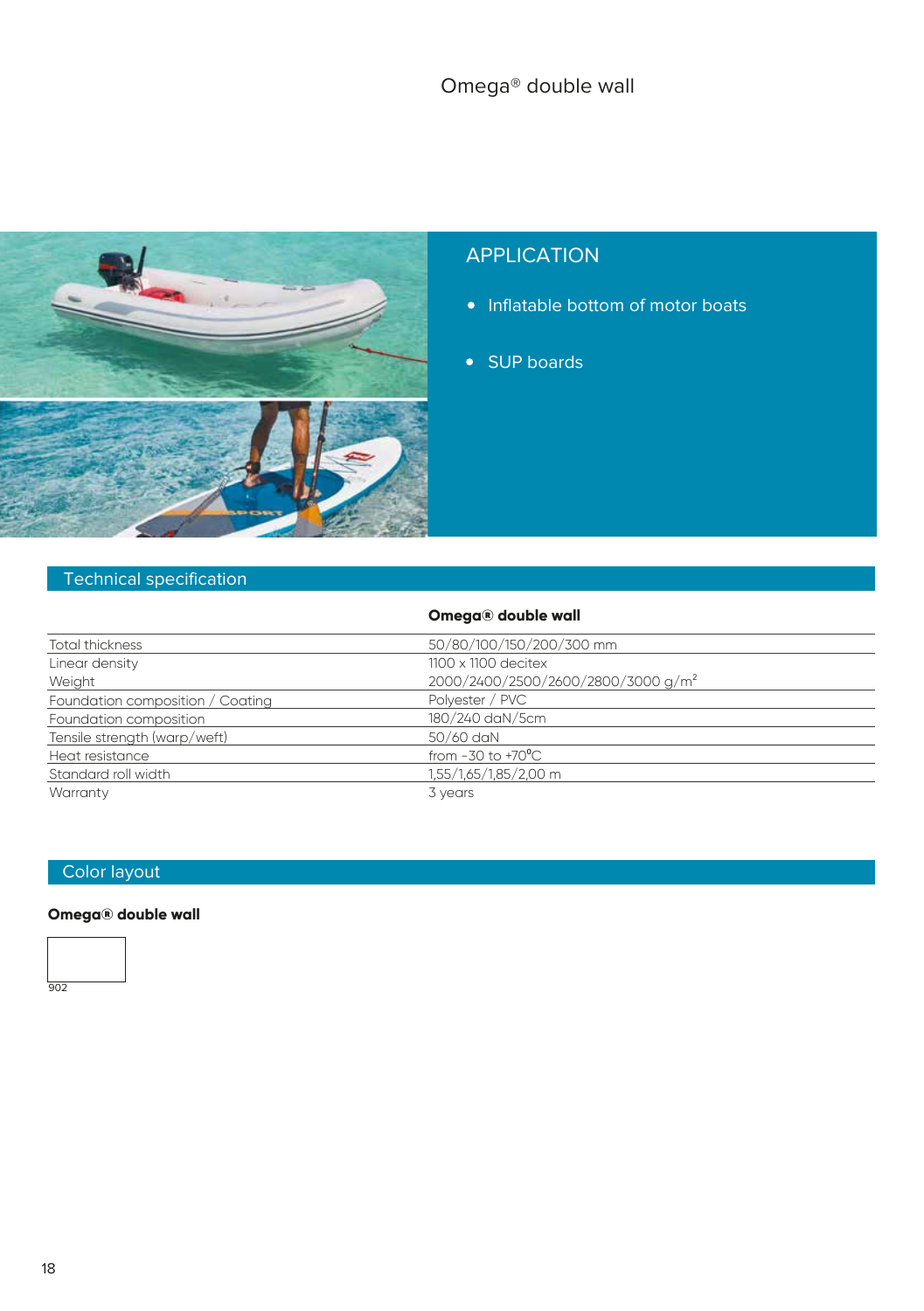# Omega® double wall

## APPLICATION

- Inflatable bottom of motor boats
- SUP boards

## Technical specification

| | Omega® double wall |
|---|---|
| Total thickness | 50/80/100/150/200/300 mm |
| Linear density | 1100 x 1100 decitex |
| Weight | 2000/2400/2500/2600/2800/3000 g/m² |
| Foundation composition / Coating | Polyester / PVC |
| Foundation composition | 180/240 daN/5cm |
| Tensile strength (warp/weft) | 50/60 daN |
| Heat resistance | from -30 to +70°C |
| Standard roll width | 1,55/1,65/1,85/2,00 m |
| Warranty | 3 years |

## Color layout

**Omega® double wall**

902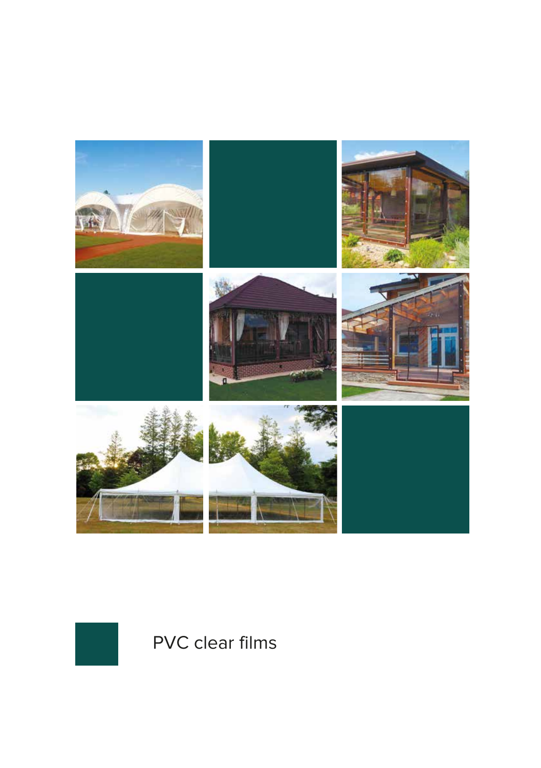# PVC clear films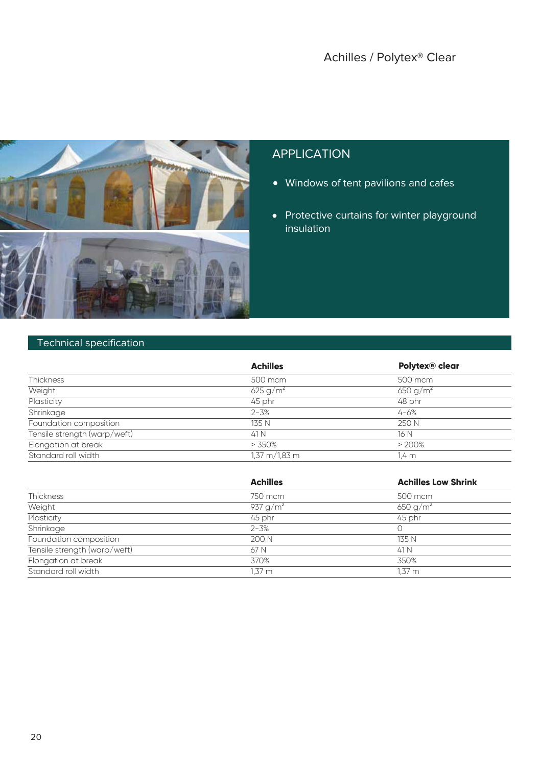# Achilles / Polytex® Clear

## APPLICATION

- Windows of tent pavilions and cafes
- Protective curtains for winter playground insulation

## Technical specification

| | **Achilles** | **Polytex® clear** |
|---|---|---|
| Thickness | 500 mcm | 500 mcm |
| Weight | 625 g/m² | 650 g/m² |
| Plasticity | 45 phr | 48 phr |
| Shrinkage | 2–3% | 4–6% |
| Foundation composition | 135 N | 250 N |
| Tensile strength (warp/weft) | 41 N | 16 N |
| Elongation at break | > 350% | > 200% |
| Standard roll width | 1,37 m/1,83 m | 1,4 m |

| | **Achilles** | **Achilles Low Shrink** |
|---|---|---|
| Thickness | 750 mcm | 500 mcm |
| Weight | 937 g/m² | 650 g/m² |
| Plasticity | 45 phr | 45 phr |
| Shrinkage | 2–3% | 0 |
| Foundation composition | 200 N | 135 N |
| Tensile strength (warp/weft) | 67 N | 41 N |
| Elongation at break | 370% | 350% |
| Standard roll width | 1,37 m | 1,37 m |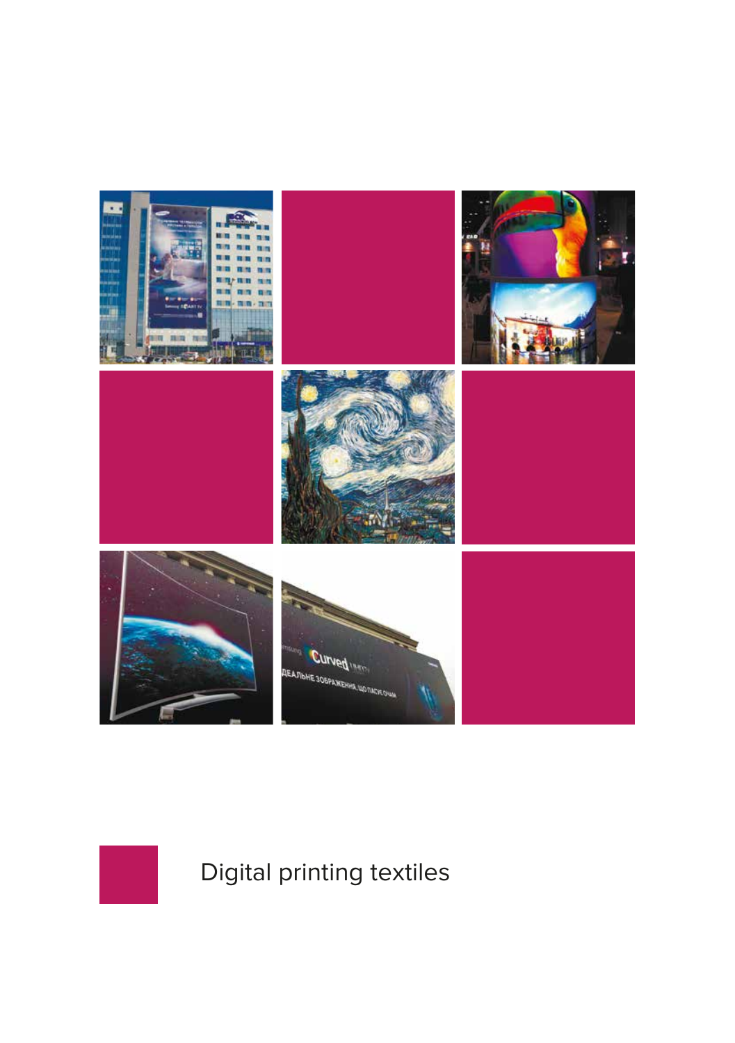Digital printing textiles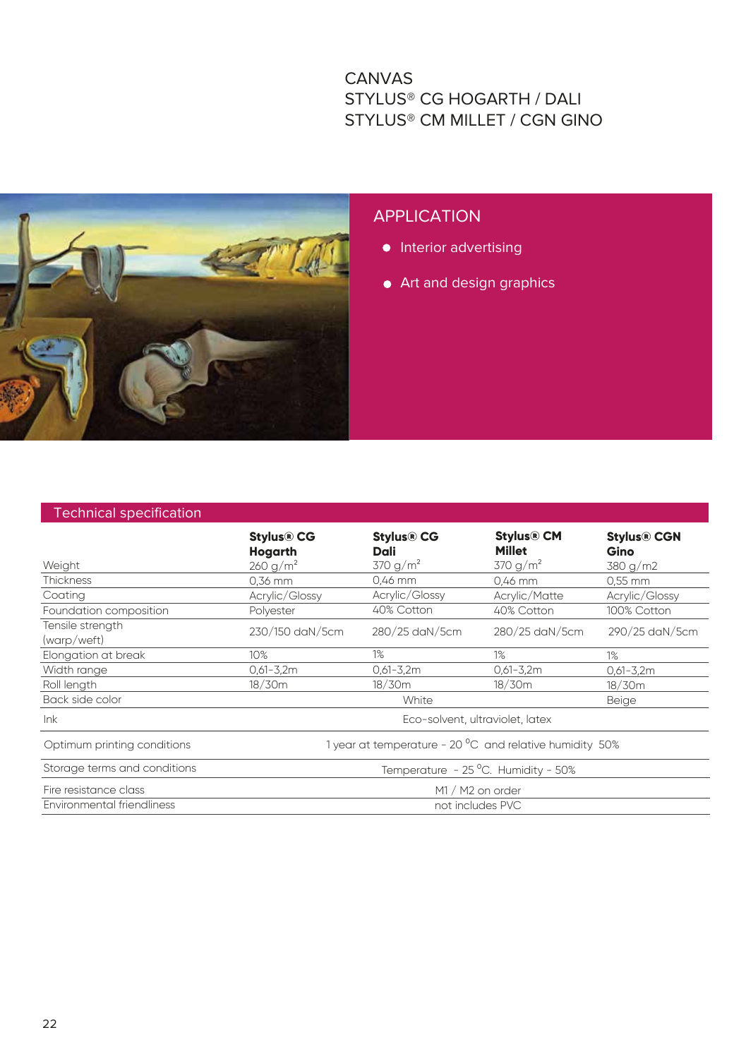# CANVAS
# STYLUS® CG HOGARTH / DALI
# STYLUS® CM MILLET / CGN GINO

## APPLICATION

- Interior advertising
- Art and design graphics

## Technical specification

| | Stylus® CG Hogarth | Stylus® CG Dali | Stylus® CM Millet | Stylus® CGN Gino |
|---|---|---|---|---|
| Weight | 260 g/m² | 370 g/m² | 370 g/m² | 380 g/m2 |
| Thickness | 0,36 mm | 0,46 mm | 0,46 mm | 0,55 mm |
| Coating | Acrylic/Glossy | Acrylic/Glossy | Acrylic/Matte | Acrylic/Glossy |
| Foundation composition | Polyester | 40% Cotton | 40% Cotton | 100% Cotton |
| Tensile strength (warp/weft) | 230/150 daN/5cm | 280/25 daN/5cm | 280/25 daN/5cm | 290/25 daN/5cm |
| Elongation at break | 10% | 1% | 1% | 1% |
| Width range | 0,61-3,2m | 0,61-3,2m | 0,61-3,2m | 0,61-3,2m |
| Roll length | 18/30m | 18/30m | 18/30m | 18/30m |
| Back side color | White | | | Beige |
| Ink | Eco-solvent, ultraviolet, latex | | | |
| Optimum printing conditions | 1 year at temperature - 20 °C and relative humidity 50% | | | |
| Storage terms and conditions | Temperature - 25 °C. Humidity - 50% | | | |
| Fire resistance class | M1 / M2 on order | | | |
| Environmental friendliness | not includes PVC | | | |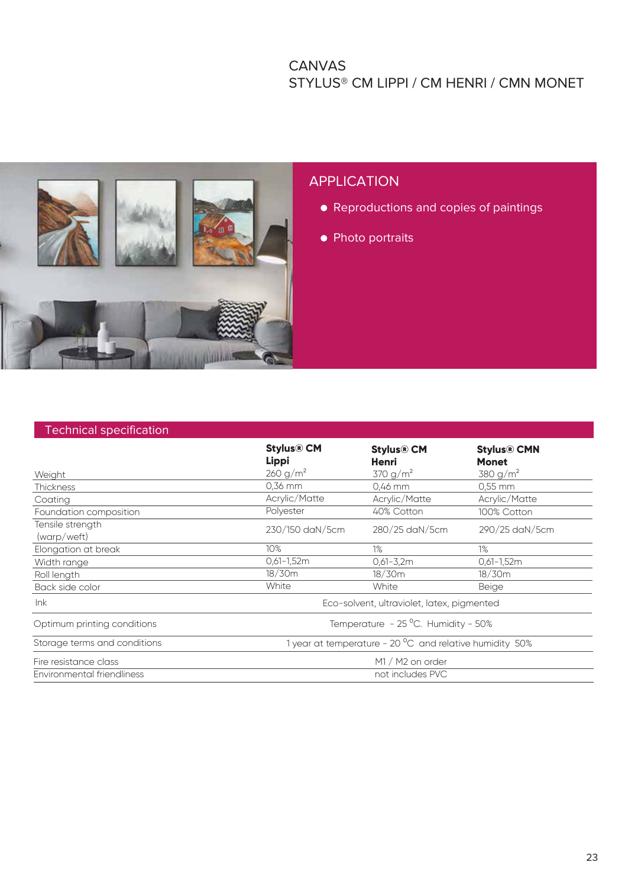# CANVAS
# STYLUS® CM LIPPI / CM HENRI / CMN MONET

## APPLICATION

- Reproductions and copies of paintings
- Photo portraits

## Technical specification

| | Stylus® CM Lippi | Stylus® CM Henri | Stylus® CMN Monet |
|---|---|---|---|
| Weight | 260 g/m$^2$ | 370 g/m$^2$ | 380 g/m$^2$ |
| Thickness | 0,36 mm | 0,46 mm | 0,55 mm |
| Coating | Acrylic/Matte | Acrylic/Matte | Acrylic/Matte |
| Foundation composition | Polyester | 40% Cotton | 100% Cotton |
| Tensile strength (warp/weft) | 230/150 daN/5cm | 280/25 daN/5cm | 290/25 daN/5cm |
| Elongation at break | 10% | 1% | 1% |
| Width range | 0,61-1,52m | 0,61-3,2m | 0,61-1,52m |
| Roll length | 18/30m | 18/30m | 18/30m |
| Back side color | White | White | Beige |
| Ink | Eco-solvent, ultraviolet, latex, pigmented | | |
| Optimum printing conditions | Temperature - 25 °C. Humidity - 50% | | |
| Storage terms and conditions | 1 year at temperature - 20 °C and relative humidity 50% | | |
| Fire resistance class | M1 / M2 on order | | |
| Environmental friendliness | not includes PVC | | |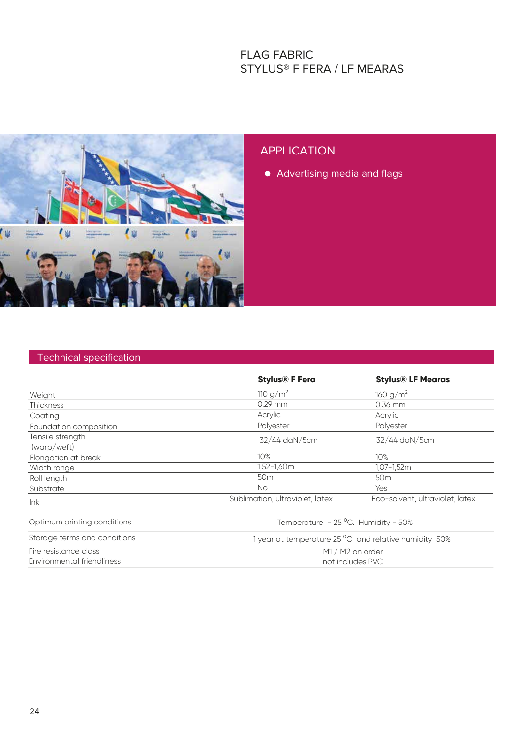# FLAG FABRIC
# STYLUS® F FERA / LF MEARAS

## APPLICATION

- Advertising media and flags

## Technical specification

| | **Stylus® F Fera** | **Stylus® LF Mearas** |
|---|---|---|
| Weight | 110 g/m$^2$ | 160 g/m$^2$ |
| Thickness | 0,29 mm | 0,36 mm |
| Coating | Acrylic | Acrylic |
| Foundation composition | Polyester | Polyester |
| Tensile strength (warp/weft) | 32/44 daN/5cm | 32/44 daN/5cm |
| Elongation at break | 10% | 10% |
| Width range | 1,52-1,60m | 1,07-1,52m |
| Roll length | 50m | 50m |
| Substrate | No | Yes |
| Ink | Sublimation, ultraviolet, latex | Eco-solvent, ultraviolet, latex |
| Optimum printing conditions | Temperature - 25 $^{o}$C. Humidity - 50% | |
| Storage terms and conditions | 1 year at temperature 25 $^{o}$C and relative humidity 50% | |
| Fire resistance class | M1 / M2 on order | |
| Environmental friendliness | not includes PVC | |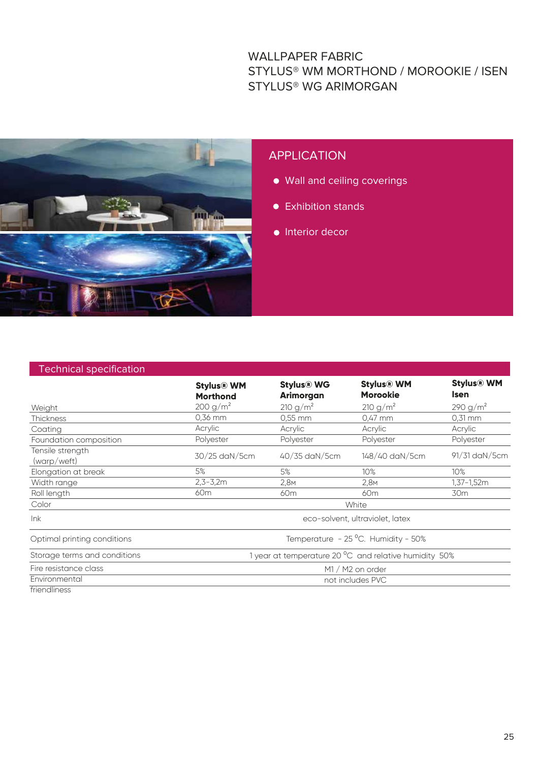# WALLPAPER FABRIC
# STYLUS® WM MORTHOND / MOROOKIE / ISEN
# STYLUS® WG ARIMORGAN

## APPLICATION

- Wall and ceiling coverings
- Exhibition stands
- Interior decor

## Technical specification

| | **Stylus® WM Morthond** | **Stylus® WG Arimorgan** | **Stylus® WM Morookie** | **Stylus® WM Isen** |
|---|---|---|---|---|
| Weight | 200 g/m$^2$ | 210 g/m$^2$ | 210 g/m$^2$ | 290 g/m$^2$ |
| Thickness | 0,36 mm | 0,55 mm | 0,47 mm | 0,31 mm |
| Coating | Acrylic | Acrylic | Acrylic | Acrylic |
| Foundation composition | Polyester | Polyester | Polyester | Polyester |
| Tensile strength (warp/weft) | 30/25 daN/5cm | 40/35 daN/5cm | 148/40 daN/5cm | 91/31 daN/5cm |
| Elongation at break | 5% | 5% | 10% | 10% |
| Width range | 2,3-3,2m | 2,8м | 2,8м | 1,37-1,52m |
| Roll length | 60m | 60m | 60m | 30m |
| Color | White | | | |
| Ink | eco-solvent, ultraviolet, latex | | | |
| Optimal printing conditions | Temperature - 25 $^{0}$C. Humidity - 50% | | | |
| Storage terms and conditions | 1 year at temperature 20 $^{0}$C and relative humidity 50% | | | |
| Fire resistance class | M1 / M2 on order | | | |
| Environmental friendliness | not includes PVC | | | |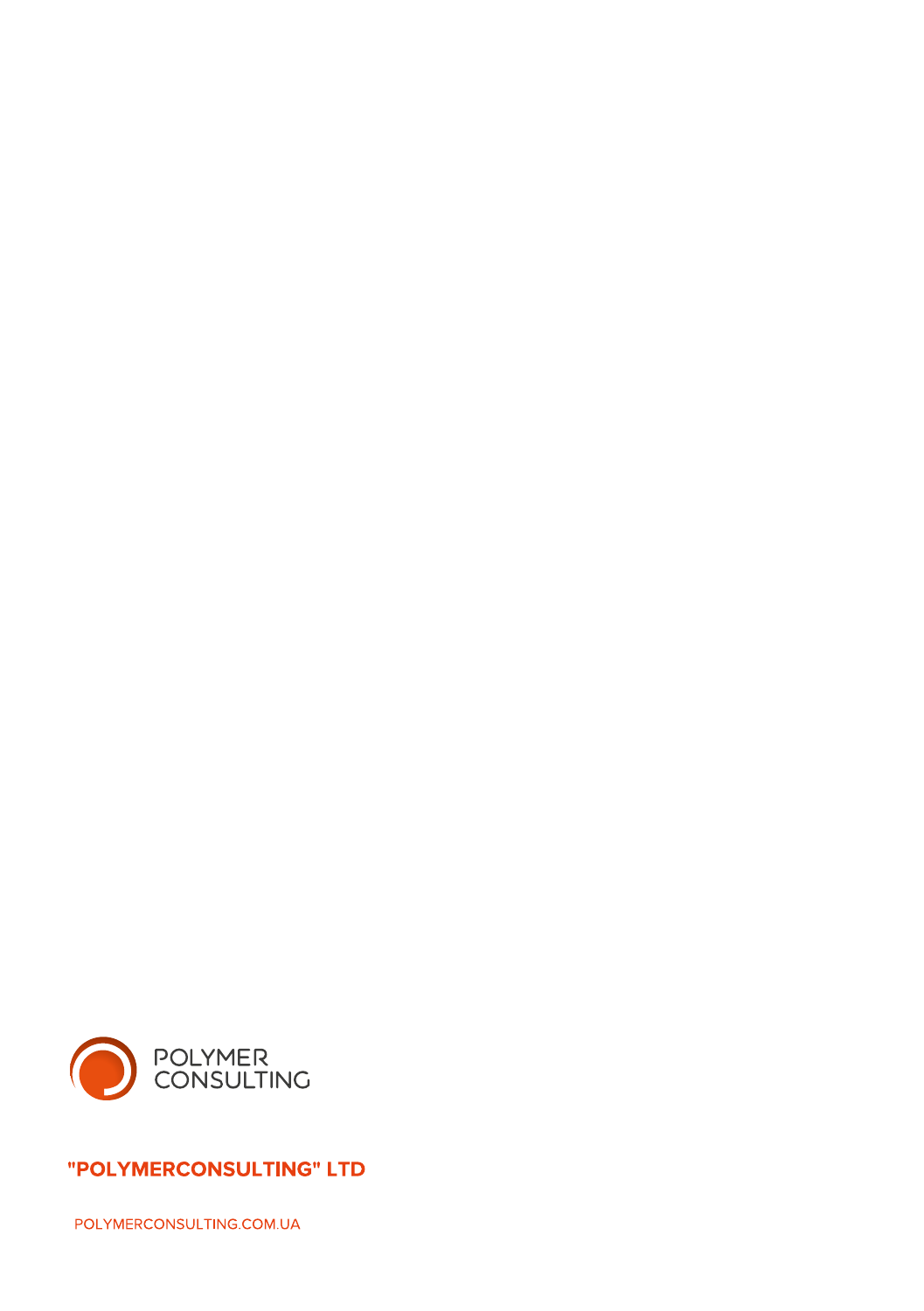POLYMER
CONSULTING

**"POLYMERCONSULTING" LTD**

POLYMERCONSULTING.COM.UA